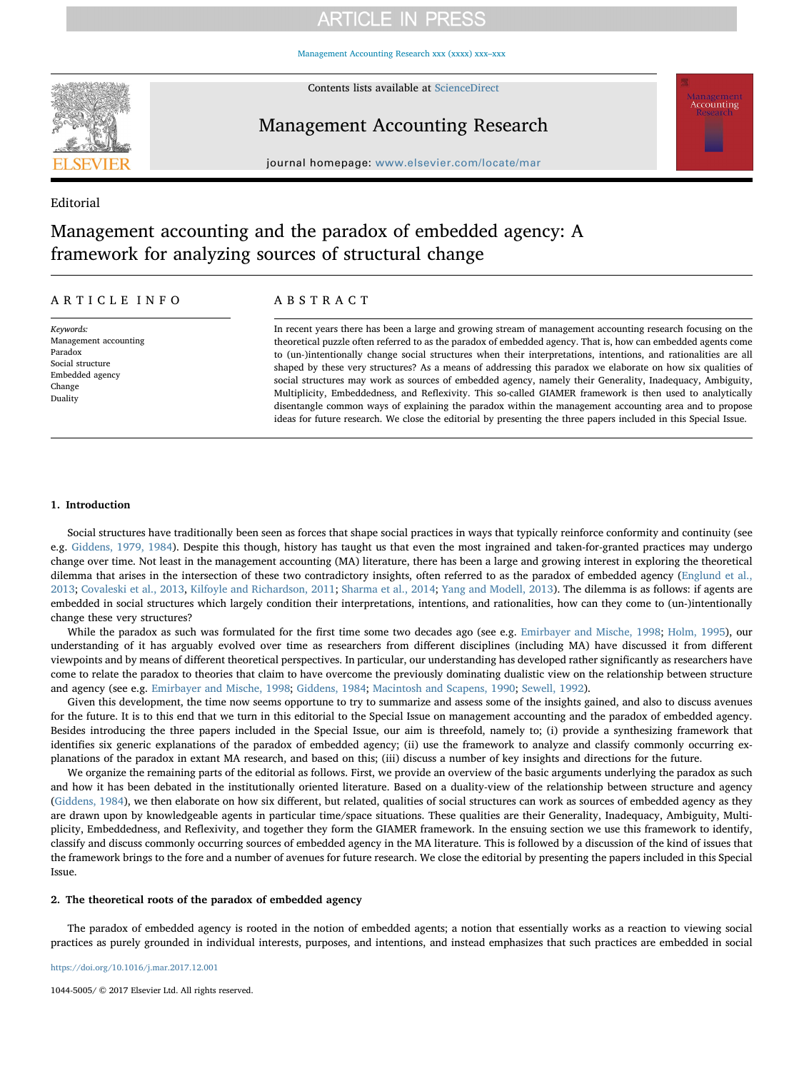Editorial

# Management accounting and the paradox of embedded agency: A framework for analyzing sources of structural change

## ARTICLE INFO

*Keywords:*
Management accounting
Paradox
Social structure
Embedded agency
Change
Duality

## ABSTRACT

In recent years there has been a large and growing stream of management accounting research focusing on the theoretical puzzle often referred to as the paradox of embedded agency. That is, how can embedded agents come to (un-)intentionally change social structures when their interpretations, intentions, and rationalities are all shaped by these very structures? As a means of addressing this paradox we elaborate on how six qualities of social structures may work as sources of embedded agency, namely their Generality, Inadequacy, Ambiguity, Multiplicity, Embeddedness, and Reflexivity. This so-called GIAMER framework is then used to analytically disentangle common ways of explaining the paradox within the management accounting area and to propose ideas for future research. We close the editorial by presenting the three papers included in this Special Issue.

## 1. Introduction

Social structures have traditionally been seen as forces that shape social practices in ways that typically reinforce conformity and continuity (see e.g. Giddens, 1979, 1984). Despite this though, history has taught us that even the most ingrained and taken-for-granted practices may undergo change over time. Not least in the management accounting (MA) literature, there has been a large and growing interest in exploring the theoretical dilemma that arises in the intersection of these two contradictory insights, often referred to as the paradox of embedded agency (Englund et al., 2013; Covaleski et al., 2013, Kilfoyle and Richardson, 2011; Sharma et al., 2014; Yang and Modell, 2013). The dilemma is as follows: if agents are embedded in social structures which largely condition their interpretations, intentions, and rationalities, how can they come to (un-)intentionally change these very structures?

While the paradox as such was formulated for the first time some two decades ago (see e.g. Emirbayer and Mische, 1998; Holm, 1995), our understanding of it has arguably evolved over time as researchers from different disciplines (including MA) have discussed it from different viewpoints and by means of different theoretical perspectives. In particular, our understanding has developed rather significantly as researchers have come to relate the paradox to theories that claim to have overcome the previously dominating dualistic view on the relationship between structure and agency (see e.g. Emirbayer and Mische, 1998; Giddens, 1984; Macintosh and Scapens, 1990; Sewell, 1992).

Given this development, the time now seems opportune to try to summarize and assess some of the insights gained, and also to discuss avenues for the future. It is to this end that we turn in this editorial to the Special Issue on management accounting and the paradox of embedded agency. Besides introducing the three papers included in the Special Issue, our aim is threefold, namely to; (i) provide a synthesizing framework that identifies six generic explanations of the paradox of embedded agency; (ii) use the framework to analyze and classify commonly occurring explanations of the paradox in extant MA research, and based on this; (iii) discuss a number of key insights and directions for the future.

We organize the remaining parts of the editorial as follows. First, we provide an overview of the basic arguments underlying the paradox as such and how it has been debated in the institutionally oriented literature. Based on a duality-view of the relationship between structure and agency (Giddens, 1984), we then elaborate on how six different, but related, qualities of social structures can work as sources of embedded agency as they are drawn upon by knowledgeable agents in particular time/space situations. These qualities are their Generality, Inadequacy, Ambiguity, Multiplicity, Embeddedness, and Reflexivity, and together they form the GIAMER framework. In the ensuing section we use this framework to identify, classify and discuss commonly occurring sources of embedded agency in the MA literature. This is followed by a discussion of the kind of issues that the framework brings to the fore and a number of avenues for future research. We close the editorial by presenting the papers included in this Special Issue.

## 2. The theoretical roots of the paradox of embedded agency

The paradox of embedded agency is rooted in the notion of embedded agents; a notion that essentially works as a reaction to viewing social practices as purely grounded in individual interests, purposes, and intentions, and instead emphasizes that such practices are embedded in social

https://doi.org/10.1016/j.mar.2017.12.001

1044-5005/ © 2017 Elsevier Ltd. All rights reserved.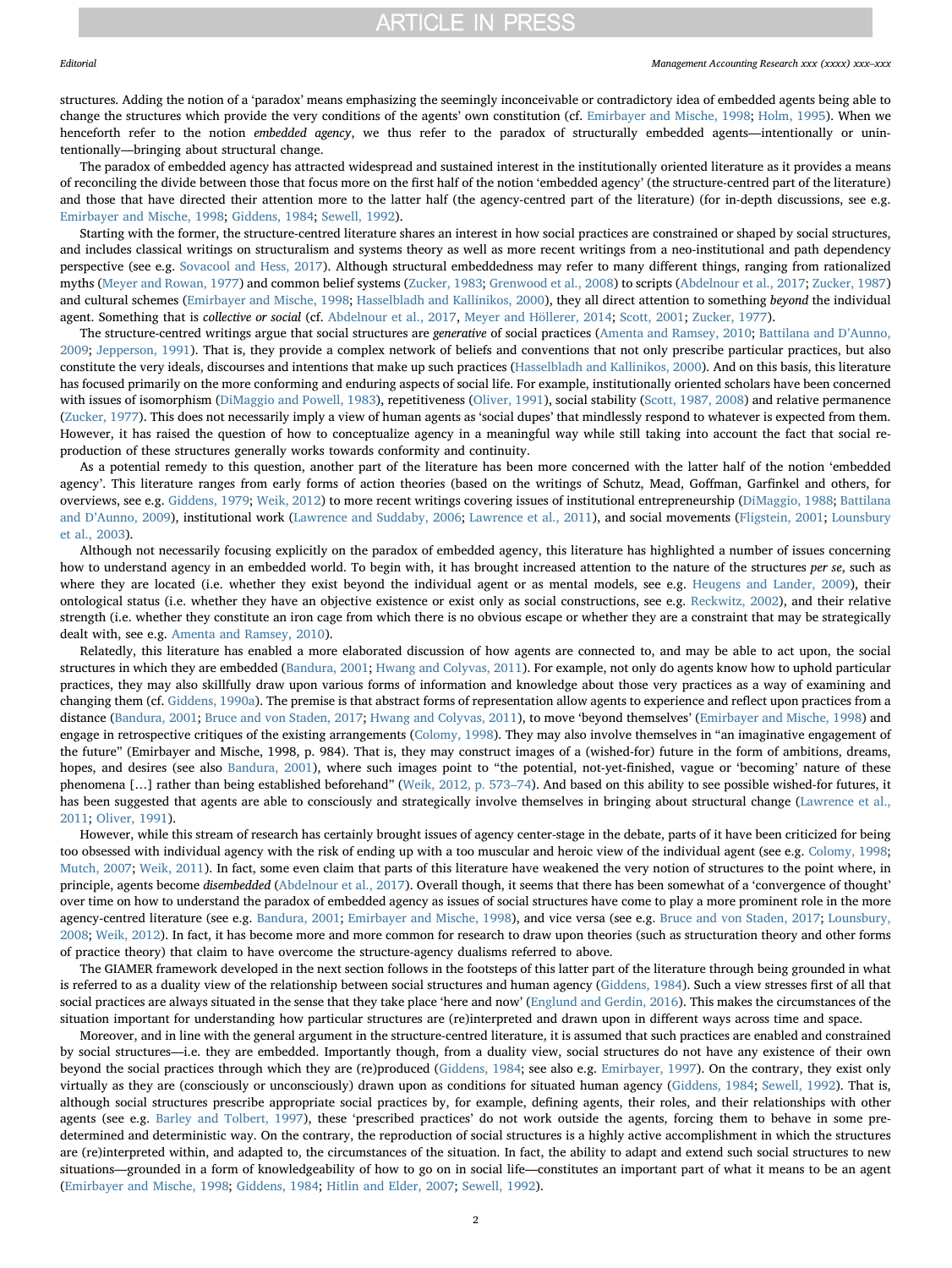structures. Adding the notion of a 'paradox' means emphasizing the seemingly inconceivable or contradictory idea of embedded agents being able to change the structures which provide the very conditions of the agents' own constitution (cf. Emirbayer and Mische, 1998; Holm, 1995). When we henceforth refer to the notion *embedded agency*, we thus refer to the paradox of structurally embedded agents—intentionally or unintentionally—bringing about structural change.

The paradox of embedded agency has attracted widespread and sustained interest in the institutionally oriented literature as it provides a means of reconciling the divide between those that focus more on the first half of the notion 'embedded agency' (the structure-centred part of the literature) and those that have directed their attention more to the latter half (the agency-centred part of the literature) (for in-depth discussions, see e.g. Emirbayer and Mische, 1998; Giddens, 1984; Sewell, 1992).

Starting with the former, the structure-centred literature shares an interest in how social practices are constrained or shaped by social structures, and includes classical writings on structuralism and systems theory as well as more recent writings from a neo-institutional and path dependency perspective (see e.g. Sovacool and Hess, 2017). Although structural embeddedness may refer to many different things, ranging from rationalized myths (Meyer and Rowan, 1977) and common belief systems (Zucker, 1983; Grenwood et al., 2008) to scripts (Abdelnour et al., 2017; Zucker, 1987) and cultural schemes (Emirbayer and Mische, 1998; Hasselbladh and Kallinikos, 2000), they all direct attention to something *beyond* the individual agent. Something that is *collective or social* (cf. Abdelnour et al., 2017, Meyer and Höllerer, 2014; Scott, 2001; Zucker, 1977).

The structure-centred writings argue that social structures are *generative* of social practices (Amenta and Ramsey, 2010; Battilana and D'Aunno, 2009; Jepperson, 1991). That is, they provide a complex network of beliefs and conventions that not only prescribe particular practices, but also constitute the very ideals, discourses and intentions that make up such practices (Hasselbladh and Kallinikos, 2000). And on this basis, this literature has focused primarily on the more conforming and enduring aspects of social life. For example, institutionally oriented scholars have been concerned with issues of isomorphism (DiMaggio and Powell, 1983), repetitiveness (Oliver, 1991), social stability (Scott, 1987, 2008) and relative permanence (Zucker, 1977). This does not necessarily imply a view of human agents as 'social dupes' that mindlessly respond to whatever is expected from them. However, it has raised the question of how to conceptualize agency in a meaningful way while still taking into account the fact that social reproduction of these structures generally works towards conformity and continuity.

As a potential remedy to this question, another part of the literature has been more concerned with the latter half of the notion 'embedded agency'. This literature ranges from early forms of action theories (based on the writings of Schutz, Mead, Goffman, Garfinkel and others, for overviews, see e.g. Giddens, 1979; Weik, 2012) to more recent writings covering issues of institutional entrepreneurship (DiMaggio, 1988; Battilana and D'Aunno, 2009), institutional work (Lawrence and Suddaby, 2006; Lawrence et al., 2011), and social movements (Fligstein, 2001; Lounsbury et al., 2003).

Although not necessarily focusing explicitly on the paradox of embedded agency, this literature has highlighted a number of issues concerning how to understand agency in an embedded world. To begin with, it has brought increased attention to the nature of the structures *per se*, such as where they are located (i.e. whether they exist beyond the individual agent or as mental models, see e.g. Heugens and Lander, 2009), their ontological status (i.e. whether they have an objective existence or exist only as social constructions, see e.g. Reckwitz, 2002), and their relative strength (i.e. whether they constitute an iron cage from which there is no obvious escape or whether they are a constraint that may be strategically dealt with, see e.g. Amenta and Ramsey, 2010).

Relatedly, this literature has enabled a more elaborated discussion of how agents are connected to, and may be able to act upon, the social structures in which they are embedded (Bandura, 2001; Hwang and Colyvas, 2011). For example, not only do agents know how to uphold particular practices, they may also skillfully draw upon various forms of information and knowledge about those very practices as a way of examining and changing them (cf. Giddens, 1990a). The premise is that abstract forms of representation allow agents to experience and reflect upon practices from a distance (Bandura, 2001; Bruce and von Staden, 2017; Hwang and Colyvas, 2011), to move 'beyond themselves' (Emirbayer and Mische, 1998) and engage in retrospective critiques of the existing arrangements (Colomy, 1998). They may also involve themselves in "an imaginative engagement of the future" (Emirbayer and Mische, 1998, p. 984). That is, they may construct images of a (wished-for) future in the form of ambitions, dreams, hopes, and desires (see also Bandura, 2001), where such images point to "the potential, not-yet-finished, vague or 'becoming' nature of these phenomena [...] rather than being established beforehand" (Weik, 2012, p. 573–74). And based on this ability to see possible wished-for futures, it has been suggested that agents are able to consciously and strategically involve themselves in bringing about structural change (Lawrence et al., 2011; Oliver, 1991).

However, while this stream of research has certainly brought issues of agency center-stage in the debate, parts of it have been criticized for being too obsessed with individual agency with the risk of ending up with a too muscular and heroic view of the individual agent (see e.g. Colomy, 1998; Mutch, 2007; Weik, 2011). In fact, some even claim that parts of this literature have weakened the very notion of structures to the point where, in principle, agents become *disembedded* (Abdelnour et al., 2017). Overall though, it seems that there has been somewhat of a 'convergence of thought' over time on how to understand the paradox of embedded agency as issues of social structures have come to play a more prominent role in the more agency-centred literature (see e.g. Bandura, 2001; Emirbayer and Mische, 1998), and vice versa (see e.g. Bruce and von Staden, 2017; Lounsbury, 2008; Weik, 2012). In fact, it has become more and more common for research to draw upon theories (such as structuration theory and other forms of practice theory) that claim to have overcome the structure-agency dualisms referred to above.

The GIAMER framework developed in the next section follows in the footsteps of this latter part of the literature through being grounded in what is referred to as a duality view of the relationship between social structures and human agency (Giddens, 1984). Such a view stresses first of all that social practices are always situated in the sense that they take place 'here and now' (Englund and Gerdin, 2016). This makes the circumstances of the situation important for understanding how particular structures are (re)interpreted and drawn upon in different ways across time and space.

Moreover, and in line with the general argument in the structure-centred literature, it is assumed that such practices are enabled and constrained by social structures—i.e. they are embedded. Importantly though, from a duality view, social structures do not have any existence of their own beyond the social practices through which they are (re)produced (Giddens, 1984; see also e.g. Emirbayer, 1997). On the contrary, they exist only virtually as they are (consciously or unconsciously) drawn upon as conditions for situated human agency (Giddens, 1984; Sewell, 1992). That is, although social structures prescribe appropriate social practices by, for example, defining agents, their roles, and their relationships with other agents (see e.g. Barley and Tolbert, 1997), these 'prescribed practices' do not work outside the agents, forcing them to behave in some predetermined and deterministic way. On the contrary, the reproduction of social structures is a highly active accomplishment in which the structures are (re)interpreted within, and adapted to, the circumstances of the situation. In fact, the ability to adapt and extend such social structures to new situations—grounded in a form of knowledgeability of how to go on in social life—constitutes an important part of what it means to be an agent (Emirbayer and Mische, 1998; Giddens, 1984; Hitlin and Elder, 2007; Sewell, 1992).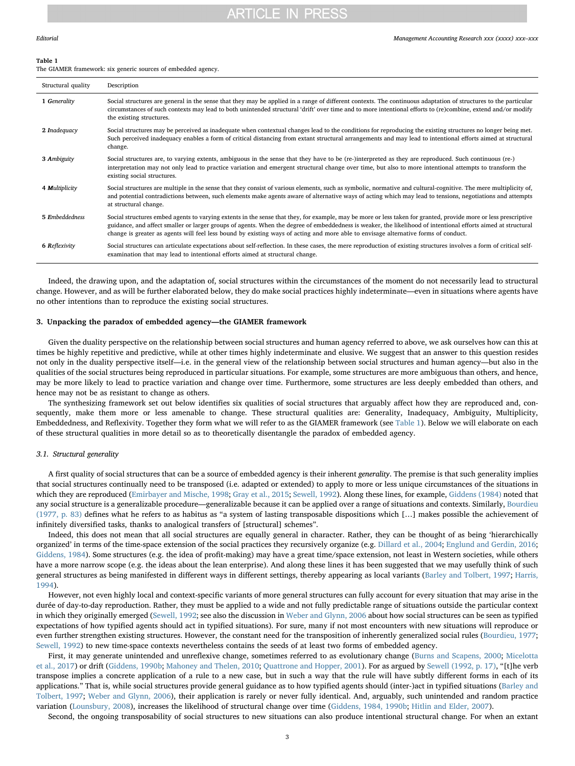**Table 1**
The GIAMER framework: six generic sources of embedded agency.

| Structural quality | Description |
|---|---|
| 1 *Generality* | Social structures are general in the sense that they may be applied in a range of different contexts. The continuous adaptation of structures to the particular circumstances of such contexts may lead to both unintended structural 'drift' over time and to more intentional efforts to (re)combine, extend and/or modify the existing structures. |
| 2 *Inadequacy* | Social structures may be perceived as inadequate when contextual changes lead to the conditions for reproducing the existing structures no longer being met. Such perceived inadequacy enables a form of critical distancing from extant structural arrangements and may lead to intentional efforts aimed at structural change. |
| 3 *Ambiguity* | Social structures are, to varying extents, ambiguous in the sense that they have to be (re-)interpreted as they are reproduced. Such continuous (re-) interpretation may not only lead to practice variation and emergent structural change over time, but also to more intentional attempts to transform the existing social structures. |
| 4 *Multiplicity* | Social structures are multiple in the sense that they consist of various elements, such as symbolic, normative and cultural-cognitive. The mere multiplicity of, and potential contradictions between, such elements make agents aware of alternative ways of acting which may lead to tensions, negotiations and attempts at structural change. |
| 5 *Embeddedness* | Social structures embed agents to varying extents in the sense that they, for example, may be more or less taken for granted, provide more or less prescriptive guidance, and affect smaller or larger groups of agents. When the degree of embeddedness is weaker, the likelihood of intentional efforts aimed at structural change is greater as agents will feel less bound by existing ways of acting and more able to envisage alternative forms of conduct. |
| 6 *Reflexivity* | Social structures can articulate expectations about self-reflection. In these cases, the mere reproduction of existing structures involves a form of critical self-examination that may lead to intentional efforts aimed at structural change. |

Indeed, the drawing upon, and the adaptation of, social structures within the circumstances of the moment do not necessarily lead to structural change. However, and as will be further elaborated below, they do make social practices highly indeterminate—even in situations where agents have no other intentions than to reproduce the existing social structures.

## 3. Unpacking the paradox of embedded agency—the GIAMER framework

Given the duality perspective on the relationship between social structures and human agency referred to above, we ask ourselves how can this at times be highly repetitive and predictive, while at other times highly indeterminate and elusive. We suggest that an answer to this question resides not only in the duality perspective itself—i.e. in the general view of the relationship between social structures and human agency—but also in the qualities of the social structures being reproduced in particular situations. For example, some structures are more ambiguous than others, and hence, may be more likely to lead to practice variation and change over time. Furthermore, some structures are less deeply embedded than others, and hence may not be as resistant to change as others.

The synthesizing framework set out below identifies six qualities of social structures that arguably affect how they are reproduced and, consequently, make them more or less amenable to change. These structural qualities are: Generality, Inadequacy, Ambiguity, Multiplicity, Embeddedness, and Reflexivity. Together they form what we will refer to as the GIAMER framework (see Table 1). Below we will elaborate on each of these structural qualities in more detail so as to theoretically disentangle the paradox of embedded agency.

### 3.1. Structural generality

A first quality of social structures that can be a source of embedded agency is their inherent *generality*. The premise is that such generality implies that social structures continually need to be transposed (i.e. adapted or extended) to apply to more or less unique circumstances of the situations in which they are reproduced (Emirbayer and Mische, 1998; Gray et al., 2015; Sewell, 1992). Along these lines, for example, Giddens (1984) noted that any social structure is a generalizable procedure—generalizable because it can be applied over a range of situations and contexts. Similarly, Bourdieu (1977, p. 83) defines what he refers to as habitus as "a system of lasting transposable dispositions which […] makes possible the achievement of infinitely diversified tasks, thanks to analogical transfers of [structural] schemes".

Indeed, this does not mean that all social structures are equally general in character. Rather, they can be thought of as being 'hierarchically organized' in terms of the time-space extension of the social practices they recursively organize (e.g. Dillard et al., 2004; Englund and Gerdin, 2016; Giddens, 1984). Some structures (e.g. the idea of profit-making) may have a great time/space extension, not least in Western societies, while others have a more narrow scope (e.g. the ideas about the lean enterprise). And along these lines it has been suggested that we may usefully think of such general structures as being manifested in different ways in different settings, thereby appearing as local variants (Barley and Tolbert, 1997; Harris, 1994).

However, not even highly local and context-specific variants of more general structures can fully account for every situation that may arise in the durée of day-to-day reproduction. Rather, they must be applied to a wide and not fully predictable range of situations outside the particular context in which they originally emerged (Sewell, 1992; see also the discussion in Weber and Glynn, 2006 about how social structures can be seen as typified expectations of how typified agents should act in typified situations). For sure, many if not most encounters with new situations will reproduce or even further strengthen existing structures. However, the constant need for the transposition of inherently generalized social rules (Bourdieu, 1977; Sewell, 1992) to new time-space contexts nevertheless contains the seeds of at least two forms of embedded agency.

First, it may generate unintended and unreflexive change, sometimes referred to as evolutionary change (Burns and Scapens, 2000; Micelotta et al., 2017) or drift (Giddens, 1990b; Mahoney and Thelen, 2010; Quattrone and Hopper, 2001). For as argued by Sewell (1992, p. 17), "[t]he verb transpose implies a concrete application of a rule to a new case, but in such a way that the rule will have subtly different forms in each of its applications." That is, while social structures provide general guidance as to how typified agents should (inter-)act in typified situations (Barley and Tolbert, 1997; Weber and Glynn, 2006), their application is rarely or never fully identical. And, arguably, such unintended and random practice variation (Lounsbury, 2008), increases the likelihood of structural change over time (Giddens, 1984, 1990b; Hitlin and Elder, 2007).

Second, the ongoing transposability of social structures to new situations can also produce intentional structural change. For when an extant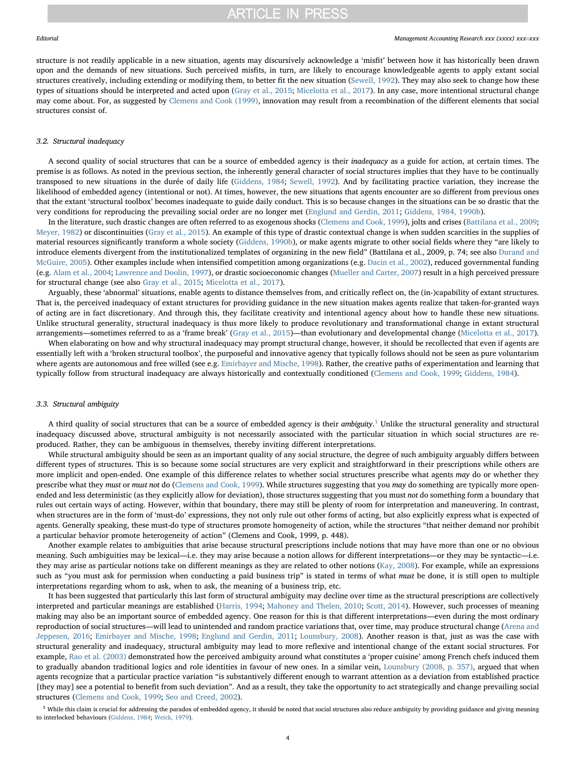structure is not readily applicable in a new situation, agents may discursively acknowledge a 'misfit' between how it has historically been drawn upon and the demands of new situations. Such perceived misfits, in turn, are likely to encourage knowledgeable agents to apply extant social structures creatively, including extending or modifying them, to better fit the new situation (Sewell, 1992). They may also seek to change how these types of situations should be interpreted and acted upon (Gray et al., 2015; Micelotta et al., 2017). In any case, more intentional structural change may come about. For, as suggested by Clemens and Cook (1999), innovation may result from a recombination of the different elements that social structures consist of.

### 3.2. Structural inadequacy

A second quality of social structures that can be a source of embedded agency is their *inadequacy* as a guide for action, at certain times. The premise is as follows. As noted in the previous section, the inherently general character of social structures implies that they have to be continually transposed to new situations in the durée of daily life (Giddens, 1984; Sewell, 1992). And by facilitating practice variation, they increase the likelihood of embedded agency (intentional or not). At times, however, the new situations that agents encounter are so different from previous ones that the extant 'structural toolbox' becomes inadequate to guide daily conduct. This is so because changes in the situations can be so drastic that the very conditions for reproducing the prevailing social order are no longer met (Englund and Gerdin, 2011; Giddens, 1984, 1990b).

In the literature, such drastic changes are often referred to as exogenous shocks (Clemens and Cook, 1999), jolts and crises (Battilana et al., 2009; Meyer, 1982) or discontinuities (Gray et al., 2015). An example of this type of drastic contextual change is when sudden scarcities in the supplies of material resources significantly transform a whole society (Giddens, 1990b), or make agents migrate to other social fields where they "are likely to introduce elements divergent from the institutionalized templates of organizing in the new field" (Battilana et al., 2009, p. 74; see also Durand and McGuire, 2005). Other examples include when intensified competition among organizations (e.g. Dacin et al., 2002), reduced governmental funding (e.g. Alam et al., 2004; Lawrence and Doolin, 1997), or drastic socioeconomic changes (Mueller and Carter, 2007) result in a high perceived pressure for structural change (see also Gray et al., 2015; Micelotta et al., 2017).

Arguably, these 'abnormal' situations, enable agents to distance themselves from, and critically reflect on, the (in-)capability of extant structures. That is, the perceived inadequacy of extant structures for providing guidance in the new situation makes agents realize that taken-for-granted ways of acting are in fact discretionary. And through this, they facilitate creativity and intentional agency about how to handle these new situations. Unlike structural generality, structural inadequacy is thus more likely to produce revolutionary and transformational change in extant structural arrangements—sometimes referred to as a 'frame break' (Gray et al., 2015)—than evolutionary and developmental change (Micelotta et al., 2017).

When elaborating on how and why structural inadequacy may prompt structural change, however, it should be recollected that even if agents are essentially left with a 'broken structural toolbox', the purposeful and innovative agency that typically follows should not be seen as pure voluntarism where agents are autonomous and free willed (see e.g. Emirbayer and Mische, 1998). Rather, the creative paths of experimentation and learning that typically follow from structural inadequacy are always historically and contextually conditioned (Clemens and Cook, 1999; Giddens, 1984).

### 3.3. Structural ambiguity

A third quality of social structures that can be a source of embedded agency is their *ambiguity*.[1] Unlike the structural generality and structural inadequacy discussed above, structural ambiguity is not necessarily associated with the particular situation in which social structures are reproduced. Rather, they can be ambiguous in themselves, thereby inviting different interpretations.

While structural ambiguity should be seen as an important quality of any social structure, the degree of such ambiguity arguably differs between different types of structures. This is so because some social structures are very explicit and straightforward in their prescriptions while others are more implicit and open-ended. One example of this difference relates to whether social structures prescribe what agents *may* do or whether they prescribe what they *must* or *must not* do (Clemens and Cook, 1999). While structures suggesting that you *may* do something are typically more open-ended and less deterministic (as they explicitly allow for deviation), those structures suggesting that you must *not* do something form a boundary that rules out certain ways of acting. However, within that boundary, there may still be plenty of room for interpretation and maneuvering. In contrast, when structures are in the form of 'must-do' expressions, they not only rule out other forms of acting, but also explicitly express what is expected of agents. Generally speaking, these must-do type of structures promote homogeneity of action, while the structures "that neither demand nor prohibit a particular behavior promote heterogeneity of action" (Clemens and Cook, 1999, p. 448).

Another example relates to ambiguities that arise because structural prescriptions include notions that may have more than one or no obvious meaning. Such ambiguities may be lexical—i.e. they may arise because a notion allows for different interpretations—or they may be syntactic—i.e. they may arise as particular notions take on different meanings as they are related to other notions (Kay, 2008). For example, while an expressions such as "you must ask for permission when conducting a paid business trip" is stated in terms of what *must* be done, it is still open to multiple interpretations regarding whom to ask, when to ask, the meaning of a business trip, etc.

It has been suggested that particularly this last form of structural ambiguity may decline over time as the structural prescriptions are collectively interpreted and particular meanings are established (Harris, 1994; Mahoney and Thelen, 2010; Scott, 2014). However, such processes of meaning making may also be an important source of embedded agency. One reason for this is that different interpretations—even during the most ordinary reproduction of social structures—will lead to unintended and random practice variations that, over time, may produce structural change (Arena and Jeppesen, 2016; Emirbayer and Mische, 1998; Englund and Gerdin, 2011; Lounsbury, 2008). Another reason is that, just as was the case with structural generality and inadequacy, structural ambiguity may lead to more reflexive and intentional change of the extant social structures. For example, Rao et al. (2003) demonstrated how the perceived ambiguity around what constitutes a 'proper cuisine' among French chefs induced them to gradually abandon traditional logics and role identities in favour of new ones. In a similar vein, Lounsbury (2008, p. 357), argued that when agents recognize that a particular practice variation "is substantively different enough to warrant attention as a deviation from established practice [they may] see a potential to benefit from such deviation". And as a result, they take the opportunity to act strategically and change prevailing social structures (Clemens and Cook, 1999; Seo and Creed, 2002).

[1] While this claim is crucial for addressing the paradox of embedded agency, it should be noted that social structures also reduce ambiguity by providing guidance and giving meaning to interlocked behaviours (Giddens, 1984; Weick, 1979).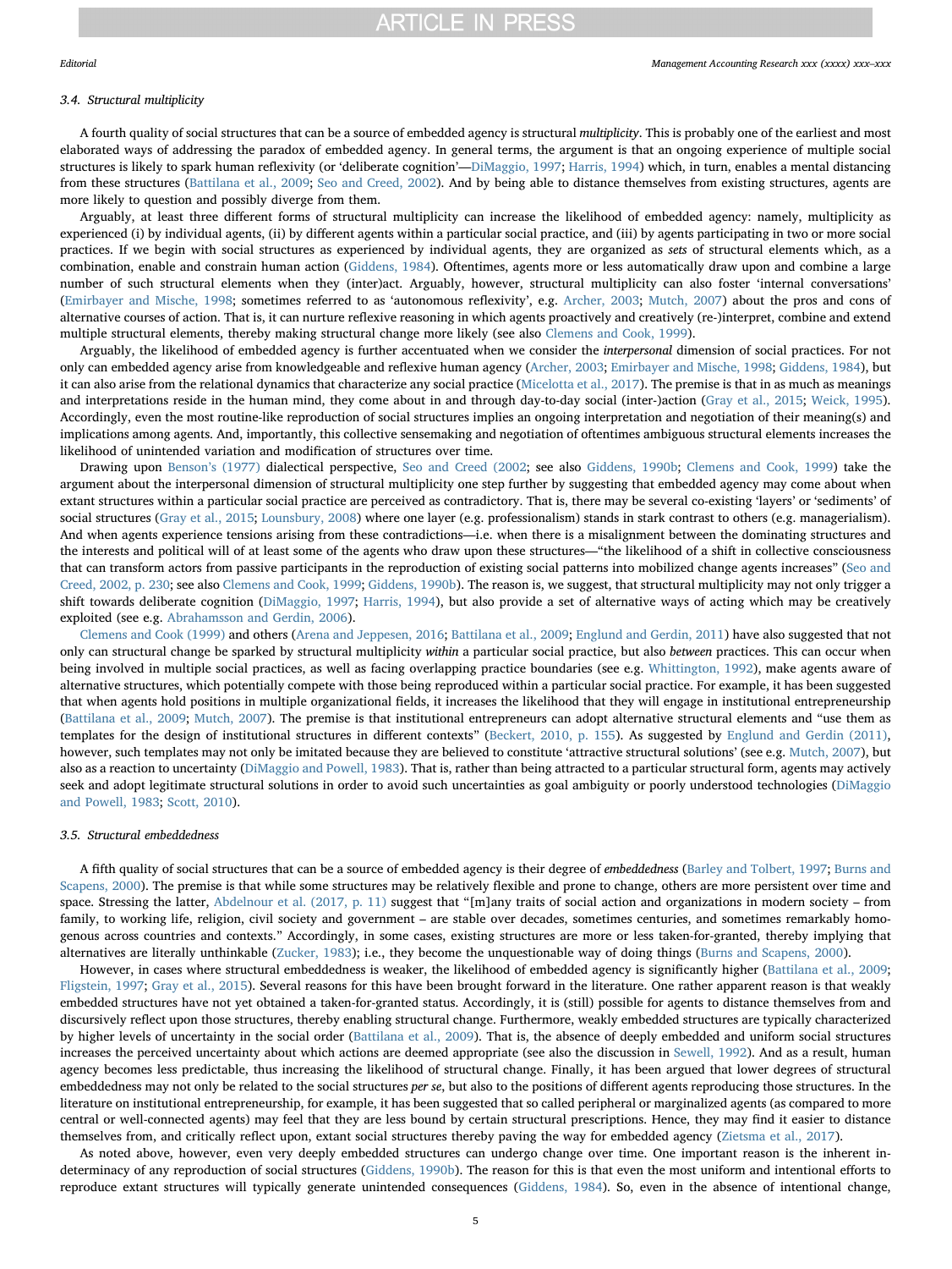### 3.4. Structural multiplicity

A fourth quality of social structures that can be a source of embedded agency is structural *multiplicity*. This is probably one of the earliest and most elaborated ways of addressing the paradox of embedded agency. In general terms, the argument is that an ongoing experience of multiple social structures is likely to spark human reflexivity (or 'deliberate cognition'—DiMaggio, 1997; Harris, 1994) which, in turn, enables a mental distancing from these structures (Battilana et al., 2009; Seo and Creed, 2002). And by being able to distance themselves from existing structures, agents are more likely to question and possibly diverge from them.

Arguably, at least three different forms of structural multiplicity can increase the likelihood of embedded agency: namely, multiplicity as experienced (i) by individual agents, (ii) by different agents within a particular social practice, and (iii) by agents participating in two or more social practices. If we begin with social structures as experienced by individual agents, they are organized as *sets* of structural elements which, as a combination, enable and constrain human action (Giddens, 1984). Oftentimes, agents more or less automatically draw upon and combine a large number of such structural elements when they (inter)act. Arguably, however, structural multiplicity can also foster 'internal conversations' (Emirbayer and Mische, 1998; sometimes referred to as 'autonomous reflexivity', e.g. Archer, 2003; Mutch, 2007) about the pros and cons of alternative courses of action. That is, it can nurture reflexive reasoning in which agents proactively and creatively (re-)interpret, combine and extend multiple structural elements, thereby making structural change more likely (see also Clemens and Cook, 1999).

Arguably, the likelihood of embedded agency is further accentuated when we consider the *interpersonal* dimension of social practices. For not only can embedded agency arise from knowledgeable and reflexive human agency (Archer, 2003; Emirbayer and Mische, 1998; Giddens, 1984), but it can also arise from the relational dynamics that characterize any social practice (Micelotta et al., 2017). The premise is that in as much as meanings and interpretations reside in the human mind, they come about in and through day-to-day social (inter-)action (Gray et al., 2015; Weick, 1995). Accordingly, even the most routine-like reproduction of social structures implies an ongoing interpretation and negotiation of their meaning(s) and implications among agents. And, importantly, this collective sensemaking and negotiation of oftentimes ambiguous structural elements increases the likelihood of unintended variation and modification of structures over time.

Drawing upon Benson's (1977) dialectical perspective, Seo and Creed (2002; see also Giddens, 1990b; Clemens and Cook, 1999) take the argument about the interpersonal dimension of structural multiplicity one step further by suggesting that embedded agency may come about when extant structures within a particular social practice are perceived as contradictory. That is, there may be several co-existing 'layers' or 'sediments' of social structures (Gray et al., 2015; Lounsbury, 2008) where one layer (e.g. professionalism) stands in stark contrast to others (e.g. managerialism). And when agents experience tensions arising from these contradictions—i.e. when there is a misalignment between the dominating structures and the interests and political will of at least some of the agents who draw upon these structures—"the likelihood of a shift in collective consciousness that can transform actors from passive participants in the reproduction of existing social patterns into mobilized change agents increases" (Seo and Creed, 2002, p. 230; see also Clemens and Cook, 1999; Giddens, 1990b). The reason is, we suggest, that structural multiplicity may not only trigger a shift towards deliberate cognition (DiMaggio, 1997; Harris, 1994), but also provide a set of alternative ways of acting which may be creatively exploited (see e.g. Abrahamsson and Gerdin, 2006).

Clemens and Cook (1999) and others (Arena and Jeppesen, 2016; Battilana et al., 2009; Englund and Gerdin, 2011) have also suggested that not only can structural change be sparked by structural multiplicity *within* a particular social practice, but also *between* practices. This can occur when being involved in multiple social practices, as well as facing overlapping practice boundaries (see e.g. Whittington, 1992), make agents aware of alternative structures, which potentially compete with those being reproduced within a particular social practice. For example, it has been suggested that when agents hold positions in multiple organizational fields, it increases the likelihood that they will engage in institutional entrepreneurship (Battilana et al., 2009; Mutch, 2007). The premise is that institutional entrepreneurs can adopt alternative structural elements and "use them as templates for the design of institutional structures in different contexts" (Beckert, 2010, p. 155). As suggested by Englund and Gerdin (2011), however, such templates may not only be imitated because they are believed to constitute 'attractive structural solutions' (see e.g. Mutch, 2007), but also as a reaction to uncertainty (DiMaggio and Powell, 1983). That is, rather than being attracted to a particular structural form, agents may actively seek and adopt legitimate structural solutions in order to avoid such uncertainties as goal ambiguity or poorly understood technologies (DiMaggio and Powell, 1983; Scott, 2010).

### 3.5. Structural embeddedness

A fifth quality of social structures that can be a source of embedded agency is their degree of *embeddedness* (Barley and Tolbert, 1997; Burns and Scapens, 2000). The premise is that while some structures may be relatively flexible and prone to change, others are more persistent over time and space. Stressing the latter, Abdelnour et al. (2017, p. 11) suggest that "[m]any traits of social action and organizations in modern society – from family, to working life, religion, civil society and government – are stable over decades, sometimes centuries, and sometimes remarkably homogenous across countries and contexts." Accordingly, in some cases, existing structures are more or less taken-for-granted, thereby implying that alternatives are literally unthinkable (Zucker, 1983); i.e., they become the unquestionable way of doing things (Burns and Scapens, 2000).

However, in cases where structural embeddedness is weaker, the likelihood of embedded agency is significantly higher (Battilana et al., 2009; Fligstein, 1997; Gray et al., 2015). Several reasons for this have been brought forward in the literature. One rather apparent reason is that weakly embedded structures have not yet obtained a taken-for-granted status. Accordingly, it is (still) possible for agents to distance themselves from and discursively reflect upon those structures, thereby enabling structural change. Furthermore, weakly embedded structures are typically characterized by higher levels of uncertainty in the social order (Battilana et al., 2009). That is, the absence of deeply embedded and uniform social structures increases the perceived uncertainty about which actions are deemed appropriate (see also the discussion in Sewell, 1992). And as a result, human agency becomes less predictable, thus increasing the likelihood of structural change. Finally, it has been argued that lower degrees of structural embeddedness may not only be related to the social structures *per se*, but also to the positions of different agents reproducing those structures. In the literature on institutional entrepreneurship, for example, it has been suggested that so called peripheral or marginalized agents (as compared to more central or well-connected agents) may feel that they are less bound by certain structural prescriptions. Hence, they may find it easier to distance themselves from, and critically reflect upon, extant social structures thereby paving the way for embedded agency (Zietsma et al., 2017).

As noted above, however, even very deeply embedded structures can undergo change over time. One important reason is the inherent indeterminacy of any reproduction of social structures (Giddens, 1990b). The reason for this is that even the most uniform and intentional efforts to reproduce extant structures will typically generate unintended consequences (Giddens, 1984). So, even in the absence of intentional change,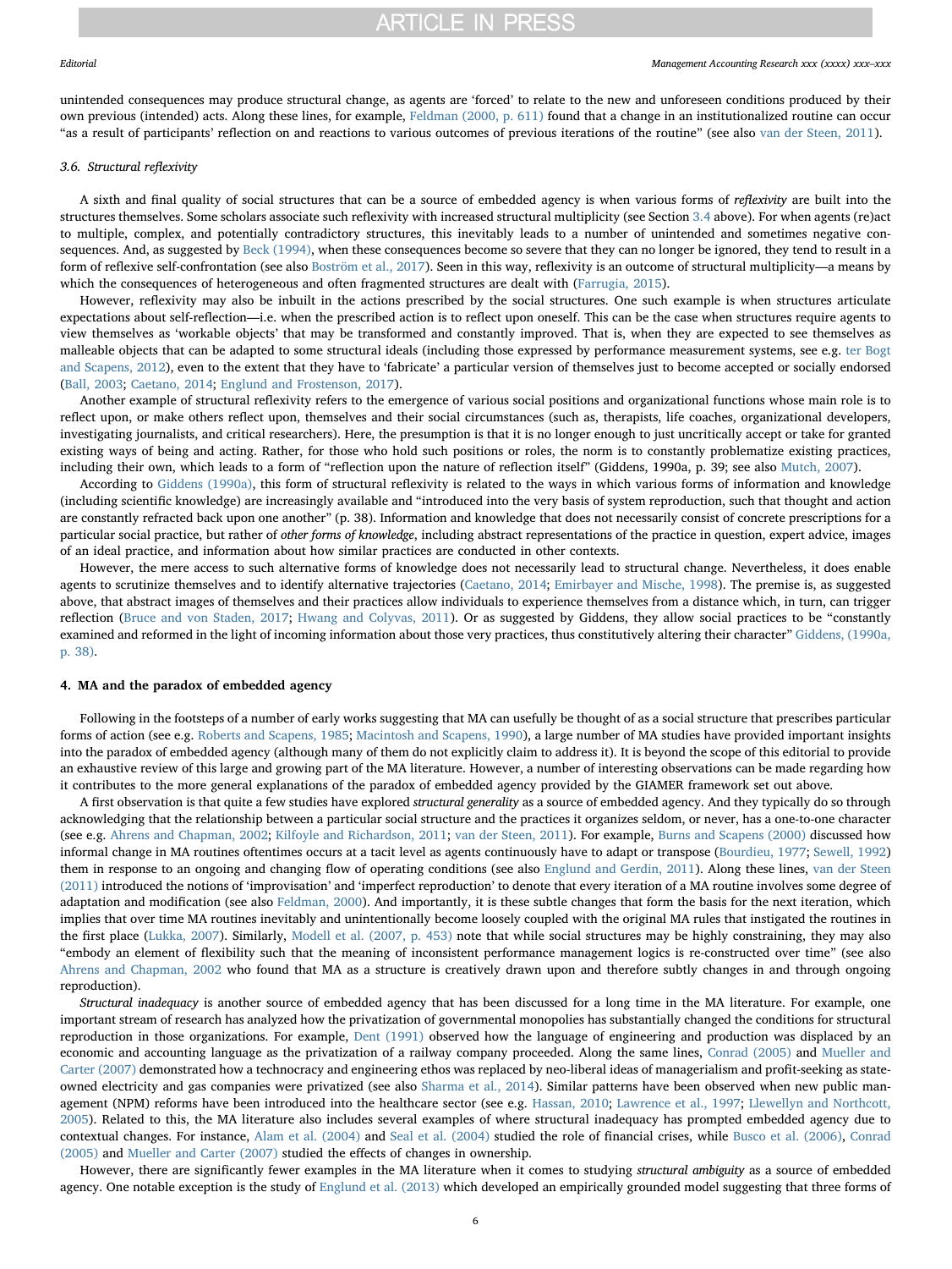unintended consequences may produce structural change, as agents are 'forced' to relate to the new and unforeseen conditions produced by their own previous (intended) acts. Along these lines, for example, Feldman (2000, p. 611) found that a change in an institutionalized routine can occur "as a result of participants' reflection on and reactions to various outcomes of previous iterations of the routine" (see also van der Steen, 2011).

### 3.6. Structural reflexivity

A sixth and final quality of social structures that can be a source of embedded agency is when various forms of *reflexivity* are built into the structures themselves. Some scholars associate such reflexivity with increased structural multiplicity (see Section 3.4 above). For when agents (re)act to multiple, complex, and potentially contradictory structures, this inevitably leads to a number of unintended and sometimes negative consequences. And, as suggested by Beck (1994), when these consequences become so severe that they can no longer be ignored, they tend to result in a form of reflexive self-confrontation (see also Boström et al., 2017). Seen in this way, reflexivity is an outcome of structural multiplicity—a means by which the consequences of heterogeneous and often fragmented structures are dealt with (Farrugia, 2015).

However, reflexivity may also be inbuilt in the actions prescribed by the social structures. One such example is when structures articulate expectations about self-reflection—i.e. when the prescribed action is to reflect upon oneself. This can be the case when structures require agents to view themselves as 'workable objects' that may be transformed and constantly improved. That is, when they are expected to see themselves as malleable objects that can be adapted to some structural ideals (including those expressed by performance measurement systems, see e.g. ter Bogt and Scapens, 2012), even to the extent that they have to 'fabricate' a particular version of themselves just to become accepted or socially endorsed (Ball, 2003; Caetano, 2014; Englund and Frostenson, 2017).

Another example of structural reflexivity refers to the emergence of various social positions and organizational functions whose main role is to reflect upon, or make others reflect upon, themselves and their social circumstances (such as, therapists, life coaches, organizational developers, investigating journalists, and critical researchers). Here, the presumption is that it is no longer enough to just uncritically accept or take for granted existing ways of being and acting. Rather, for those who hold such positions or roles, the norm is to constantly problematize existing practices, including their own, which leads to a form of "reflection upon the nature of reflection itself" (Giddens, 1990a, p. 39; see also Mutch, 2007).

According to Giddens (1990a), this form of structural reflexivity is related to the ways in which various forms of information and knowledge (including scientific knowledge) are increasingly available and "introduced into the very basis of system reproduction, such that thought and action are constantly refracted back upon one another" (p. 38). Information and knowledge that does not necessarily consist of concrete prescriptions for a particular social practice, but rather of *other forms of knowledge*, including abstract representations of the practice in question, expert advice, images of an ideal practice, and information about how similar practices are conducted in other contexts.

However, the mere access to such alternative forms of knowledge does not necessarily lead to structural change. Nevertheless, it does enable agents to scrutinize themselves and to identify alternative trajectories (Caetano, 2014; Emirbayer and Mische, 1998). The premise is, as suggested above, that abstract images of themselves and their practices allow individuals to experience themselves from a distance which, in turn, can trigger reflection (Bruce and von Staden, 2017; Hwang and Colyvas, 2011). Or as suggested by Giddens, they allow social practices to be "constantly examined and reformed in the light of incoming information about those very practices, thus constitutively altering their character" Giddens, (1990a, p. 38).

## 4. MA and the paradox of embedded agency

Following in the footsteps of a number of early works suggesting that MA can usefully be thought of as a social structure that prescribes particular forms of action (see e.g. Roberts and Scapens, 1985; Macintosh and Scapens, 1990), a large number of MA studies have provided important insights into the paradox of embedded agency (although many of them do not explicitly claim to address it). It is beyond the scope of this editorial to provide an exhaustive review of this large and growing part of the MA literature. However, a number of interesting observations can be made regarding how it contributes to the more general explanations of the paradox of embedded agency provided by the GIAMER framework set out above.

A first observation is that quite a few studies have explored *structural generality* as a source of embedded agency. And they typically do so through acknowledging that the relationship between a particular social structure and the practices it organizes seldom, or never, has a one-to-one character (see e.g. Ahrens and Chapman, 2002; Kilfoyle and Richardson, 2011; van der Steen, 2011). For example, Burns and Scapens (2000) discussed how informal change in MA routines oftentimes occurs at a tacit level as agents continuously have to adapt or transpose (Bourdieu, 1977; Sewell, 1992) them in response to an ongoing and changing flow of operating conditions (see also Englund and Gerdin, 2011). Along these lines, van der Steen (2011) introduced the notions of 'improvisation' and 'imperfect reproduction' to denote that every iteration of a MA routine involves some degree of adaptation and modification (see also Feldman, 2000). And importantly, it is these subtle changes that form the basis for the next iteration, which implies that over time MA routines inevitably and unintentionally become loosely coupled with the original MA rules that instigated the routines in the first place (Lukka, 2007). Similarly, Modell et al. (2007, p. 453) note that while social structures may be highly constraining, they may also "embody an element of flexibility such that the meaning of inconsistent performance management logics is re-constructed over time" (see also Ahrens and Chapman, 2002 who found that MA as a structure is creatively drawn upon and therefore subtly changes in and through ongoing reproduction).

*Structural inadequacy* is another source of embedded agency that has been discussed for a long time in the MA literature. For example, one important stream of research has analyzed how the privatization of governmental monopolies has substantially changed the conditions for structural reproduction in those organizations. For example, Dent (1991) observed how the language of engineering and production was displaced by an economic and accounting language as the privatization of a railway company proceeded. Along the same lines, Conrad (2005) and Mueller and Carter (2007) demonstrated how a technocracy and engineering ethos was replaced by neo-liberal ideas of managerialism and profit-seeking as state-owned electricity and gas companies were privatized (see also Sharma et al., 2014). Similar patterns have been observed when new public management (NPM) reforms have been introduced into the healthcare sector (see e.g. Hassan, 2010; Lawrence et al., 1997; Llewellyn and Northcott, 2005). Related to this, the MA literature also includes several examples of where structural inadequacy has prompted embedded agency due to contextual changes. For instance, Alam et al. (2004) and Seal et al. (2004) studied the role of financial crises, while Busco et al. (2006), Conrad (2005) and Mueller and Carter (2007) studied the effects of changes in ownership.

However, there are significantly fewer examples in the MA literature when it comes to studying *structural ambiguity* as a source of embedded agency. One notable exception is the study of Englund et al. (2013) which developed an empirically grounded model suggesting that three forms of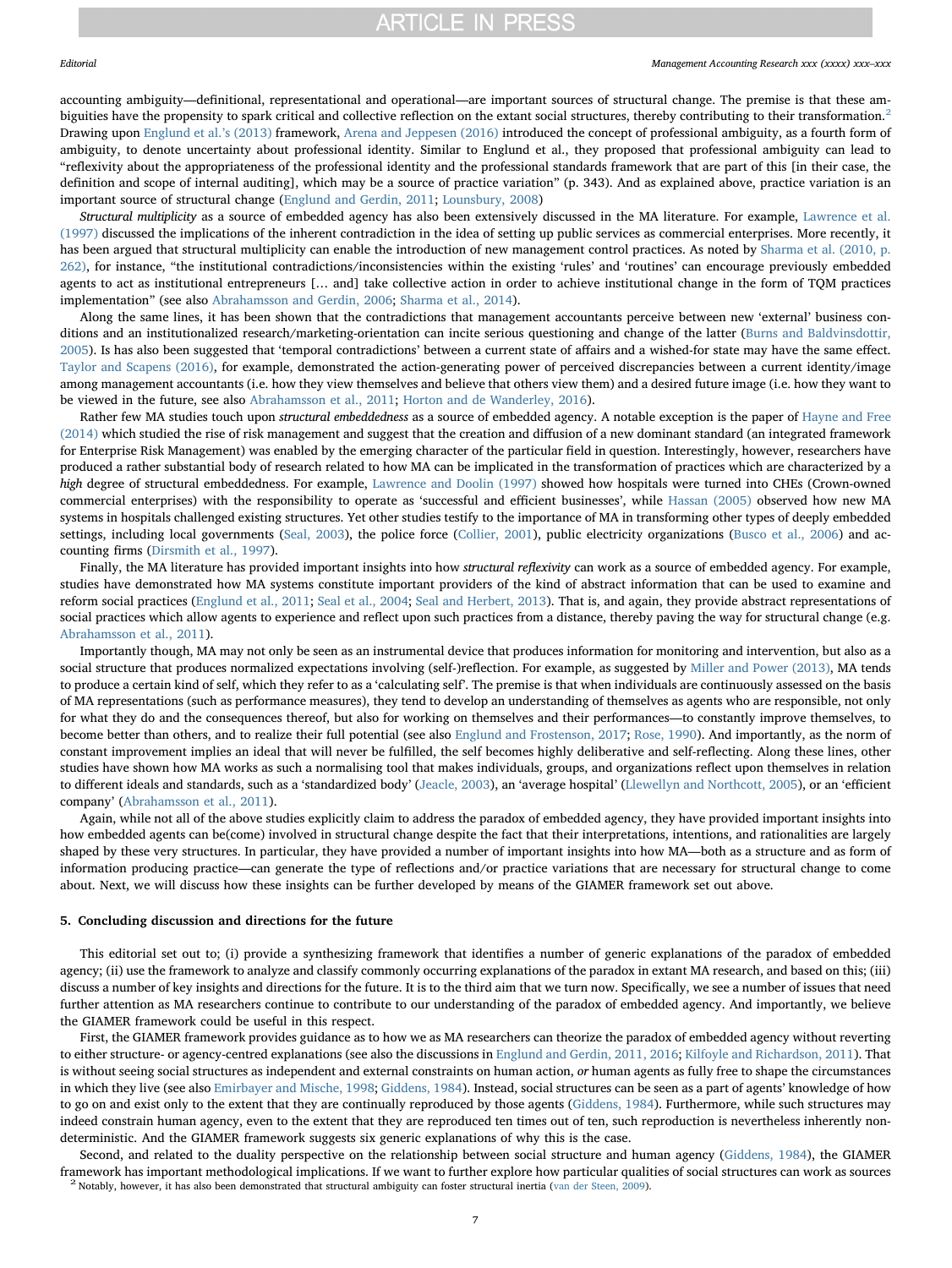accounting ambiguity—definitional, representational and operational—are important sources of structural change. The premise is that these ambiguities have the propensity to spark critical and collective reflection on the extant social structures, thereby contributing to their transformation.[2] Drawing upon Englund et al.'s (2013) framework, Arena and Jeppesen (2016) introduced the concept of professional ambiguity, as a fourth form of ambiguity, to denote uncertainty about professional identity. Similar to Englund et al., they proposed that professional ambiguity can lead to "reflexivity about the appropriateness of the professional identity and the professional standards framework that are part of this [in their case, the definition and scope of internal auditing], which may be a source of practice variation" (p. 343). And as explained above, practice variation is an important source of structural change (Englund and Gerdin, 2011; Lounsbury, 2008)

*Structural multiplicity* as a source of embedded agency has also been extensively discussed in the MA literature. For example, Lawrence et al. (1997) discussed the implications of the inherent contradiction in the idea of setting up public services as commercial enterprises. More recently, it has been argued that structural multiplicity can enable the introduction of new management control practices. As noted by Sharma et al. (2010, p. 262), for instance, "the institutional contradictions/inconsistencies within the existing 'rules' and 'routines' can encourage previously embedded agents to act as institutional entrepreneurs [… and] take collective action in order to achieve institutional change in the form of TQM practices implementation" (see also Abrahamsson and Gerdin, 2006; Sharma et al., 2014).

Along the same lines, it has been shown that the contradictions that management accountants perceive between new 'external' business conditions and an institutionalized research/marketing-orientation can incite serious questioning and change of the latter (Burns and Baldvinsdottir, 2005). Is has also been suggested that 'temporal contradictions' between a current state of affairs and a wished-for state may have the same effect. Taylor and Scapens (2016), for example, demonstrated the action-generating power of perceived discrepancies between a current identity/image among management accountants (i.e. how they view themselves and believe that others view them) and a desired future image (i.e. how they want to be viewed in the future, see also Abrahamsson et al., 2011; Horton and de Wanderley, 2016).

Rather few MA studies touch upon *structural embeddedness* as a source of embedded agency. A notable exception is the paper of Hayne and Free (2014) which studied the rise of risk management and suggest that the creation and diffusion of a new dominant standard (an integrated framework for Enterprise Risk Management) was enabled by the emerging character of the particular field in question. Interestingly, however, researchers have produced a rather substantial body of research related to how MA can be implicated in the transformation of practices which are characterized by a *high* degree of structural embeddedness. For example, Lawrence and Doolin (1997) showed how hospitals were turned into CHEs (Crown-owned commercial enterprises) with the responsibility to operate as 'successful and efficient businesses', while Hassan (2005) observed how new MA systems in hospitals challenged existing structures. Yet other studies testify to the importance of MA in transforming other types of deeply embedded settings, including local governments (Seal, 2003), the police force (Collier, 2001), public electricity organizations (Busco et al., 2006) and accounting firms (Dirsmith et al., 1997).

Finally, the MA literature has provided important insights into how *structural reflexivity* can work as a source of embedded agency. For example, studies have demonstrated how MA systems constitute important providers of the kind of abstract information that can be used to examine and reform social practices (Englund et al., 2011; Seal et al., 2004; Seal and Herbert, 2013). That is, and again, they provide abstract representations of social practices which allow agents to experience and reflect upon such practices from a distance, thereby paving the way for structural change (e.g. Abrahamsson et al., 2011).

Importantly though, MA may not only be seen as an instrumental device that produces information for monitoring and intervention, but also as a social structure that produces normalized expectations involving (self-)reflection. For example, as suggested by Miller and Power (2013), MA tends to produce a certain kind of self, which they refer to as a 'calculating self'. The premise is that when individuals are continuously assessed on the basis of MA representations (such as performance measures), they tend to develop an understanding of themselves as agents who are responsible, not only for what they do and the consequences thereof, but also for working on themselves and their performances—to constantly improve themselves, to become better than others, and to realize their full potential (see also Englund and Frostenson, 2017; Rose, 1990). And importantly, as the norm of constant improvement implies an ideal that will never be fulfilled, the self becomes highly deliberative and self-reflecting. Along these lines, other studies have shown how MA works as such a normalising tool that makes individuals, groups, and organizations reflect upon themselves in relation to different ideals and standards, such as a 'standardized body' (Jeacle, 2003), an 'average hospital' (Llewellyn and Northcott, 2005), or an 'efficient company' (Abrahamsson et al., 2011).

Again, while not all of the above studies explicitly claim to address the paradox of embedded agency, they have provided important insights into how embedded agents can be(come) involved in structural change despite the fact that their interpretations, intentions, and rationalities are largely shaped by these very structures. In particular, they have provided a number of important insights into how MA—both as a structure and as form of information producing practice—can generate the type of reflections and/or practice variations that are necessary for structural change to come about. Next, we will discuss how these insights can be further developed by means of the GIAMER framework set out above.

## 5. Concluding discussion and directions for the future

This editorial set out to; (i) provide a synthesizing framework that identifies a number of generic explanations of the paradox of embedded agency; (ii) use the framework to analyze and classify commonly occurring explanations of the paradox in extant MA research, and based on this; (iii) discuss a number of key insights and directions for the future. It is to the third aim that we turn now. Specifically, we see a number of issues that need further attention as MA researchers continue to contribute to our understanding of the paradox of embedded agency. And importantly, we believe the GIAMER framework could be useful in this respect.

First, the GIAMER framework provides guidance as to how we as MA researchers can theorize the paradox of embedded agency without reverting to either structure- or agency-centred explanations (see also the discussions in Englund and Gerdin, 2011, 2016; Kilfoyle and Richardson, 2011). That is without seeing social structures as independent and external constraints on human action, *or* human agents as fully free to shape the circumstances in which they live (see also Emirbayer and Mische, 1998; Giddens, 1984). Instead, social structures can be seen as a part of agents' knowledge of how to go on and exist only to the extent that they are continually reproduced by those agents (Giddens, 1984). Furthermore, while such structures may indeed constrain human agency, even to the extent that they are reproduced ten times out of ten, such reproduction is nevertheless inherently non-deterministic. And the GIAMER framework suggests six generic explanations of why this is the case.

Second, and related to the duality perspective on the relationship between social structure and human agency (Giddens, 1984), the GIAMER framework has important methodological implications. If we want to further explore how particular qualities of social structures can work as sources

[2] Notably, however, it has also been demonstrated that structural ambiguity can foster structural inertia (van der Steen, 2009).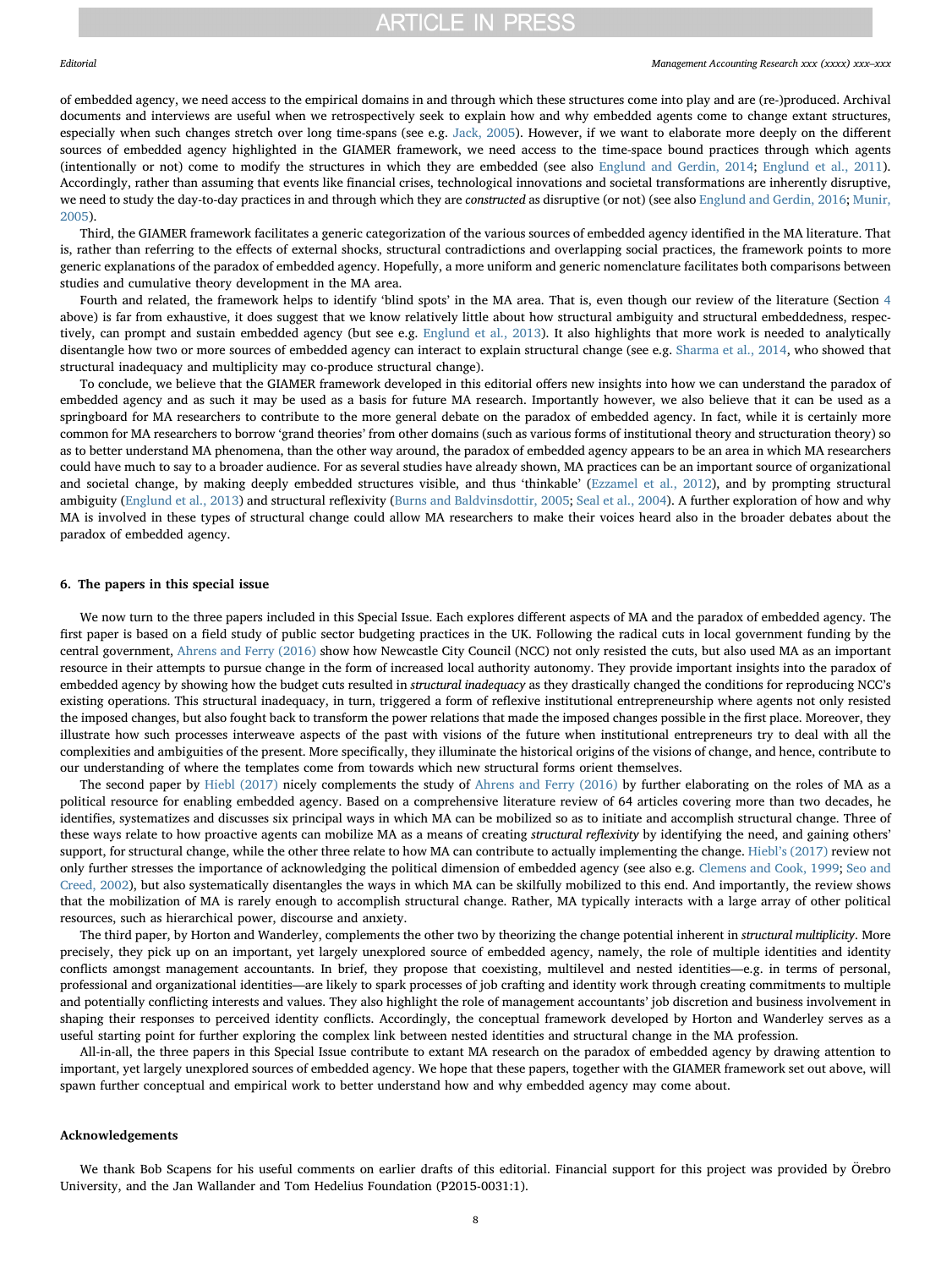of embedded agency, we need access to the empirical domains in and through which these structures come into play and are (re-)produced. Archival documents and interviews are useful when we retrospectively seek to explain how and why embedded agents come to change extant structures, especially when such changes stretch over long time-spans (see e.g. Jack, 2005). However, if we want to elaborate more deeply on the different sources of embedded agency highlighted in the GIAMER framework, we need access to the time-space bound practices through which agents (intentionally or not) come to modify the structures in which they are embedded (see also Englund and Gerdin, 2014; Englund et al., 2011). Accordingly, rather than assuming that events like financial crises, technological innovations and societal transformations are inherently disruptive, we need to study the day-to-day practices in and through which they are *constructed* as disruptive (or not) (see also Englund and Gerdin, 2016; Munir, 2005).

Third, the GIAMER framework facilitates a generic categorization of the various sources of embedded agency identified in the MA literature. That is, rather than referring to the effects of external shocks, structural contradictions and overlapping social practices, the framework points to more generic explanations of the paradox of embedded agency. Hopefully, a more uniform and generic nomenclature facilitates both comparisons between studies and cumulative theory development in the MA area.

Fourth and related, the framework helps to identify 'blind spots' in the MA area. That is, even though our review of the literature (Section 4 above) is far from exhaustive, it does suggest that we know relatively little about how structural ambiguity and structural embeddedness, respectively, can prompt and sustain embedded agency (but see e.g. Englund et al., 2013). It also highlights that more work is needed to analytically disentangle how two or more sources of embedded agency can interact to explain structural change (see e.g. Sharma et al., 2014, who showed that structural inadequacy and multiplicity may co-produce structural change).

To conclude, we believe that the GIAMER framework developed in this editorial offers new insights into how we can understand the paradox of embedded agency and as such it may be used as a basis for future MA research. Importantly however, we also believe that it can be used as a springboard for MA researchers to contribute to the more general debate on the paradox of embedded agency. In fact, while it is certainly more common for MA researchers to borrow 'grand theories' from other domains (such as various forms of institutional theory and structuration theory) so as to better understand MA phenomena, than the other way around, the paradox of embedded agency appears to be an area in which MA researchers could have much to say to a broader audience. For as several studies have already shown, MA practices can be an important source of organizational and societal change, by making deeply embedded structures visible, and thus 'thinkable' (Ezzamel et al., 2012), and by prompting structural ambiguity (Englund et al., 2013) and structural reflexivity (Burns and Baldvinsdottir, 2005; Seal et al., 2004). A further exploration of how and why MA is involved in these types of structural change could allow MA researchers to make their voices heard also in the broader debates about the paradox of embedded agency.

## 6. The papers in this special issue

We now turn to the three papers included in this Special Issue. Each explores different aspects of MA and the paradox of embedded agency. The first paper is based on a field study of public sector budgeting practices in the UK. Following the radical cuts in local government funding by the central government, Ahrens and Ferry (2016) show how Newcastle City Council (NCC) not only resisted the cuts, but also used MA as an important resource in their attempts to pursue change in the form of increased local authority autonomy. They provide important insights into the paradox of embedded agency by showing how the budget cuts resulted in *structural inadequacy* as they drastically changed the conditions for reproducing NCC's existing operations. This structural inadequacy, in turn, triggered a form of reflexive institutional entrepreneurship where agents not only resisted the imposed changes, but also fought back to transform the power relations that made the imposed changes possible in the first place. Moreover, they illustrate how such processes interweave aspects of the past with visions of the future when institutional entrepreneurs try to deal with all the complexities and ambiguities of the present. More specifically, they illuminate the historical origins of the visions of change, and hence, contribute to our understanding of where the templates come from towards which new structural forms orient themselves.

The second paper by Hiebl (2017) nicely complements the study of Ahrens and Ferry (2016) by further elaborating on the roles of MA as a political resource for enabling embedded agency. Based on a comprehensive literature review of 64 articles covering more than two decades, he identifies, systematizes and discusses six principal ways in which MA can be mobilized so as to initiate and accomplish structural change. Three of these ways relate to how proactive agents can mobilize MA as a means of creating *structural reflexivity* by identifying the need, and gaining others' support, for structural change, while the other three relate to how MA can contribute to actually implementing the change. Hiebl's (2017) review not only further stresses the importance of acknowledging the political dimension of embedded agency (see also e.g. Clemens and Cook, 1999; Seo and Creed, 2002), but also systematically disentangles the ways in which MA can be skilfully mobilized to this end. And importantly, the review shows that the mobilization of MA is rarely enough to accomplish structural change. Rather, MA typically interacts with a large array of other political resources, such as hierarchical power, discourse and anxiety.

The third paper, by Horton and Wanderley, complements the other two by theorizing the change potential inherent in *structural multiplicity*. More precisely, they pick up on an important, yet largely unexplored source of embedded agency, namely, the role of multiple identities and identity conflicts amongst management accountants. In brief, they propose that coexisting, multilevel and nested identities—e.g. in terms of personal, professional and organizational identities—are likely to spark processes of job crafting and identity work through creating commitments to multiple and potentially conflicting interests and values. They also highlight the role of management accountants' job discretion and business involvement in shaping their responses to perceived identity conflicts. Accordingly, the conceptual framework developed by Horton and Wanderley serves as a useful starting point for further exploring the complex link between nested identities and structural change in the MA profession.

All-in-all, the three papers in this Special Issue contribute to extant MA research on the paradox of embedded agency by drawing attention to important, yet largely unexplored sources of embedded agency. We hope that these papers, together with the GIAMER framework set out above, will spawn further conceptual and empirical work to better understand how and why embedded agency may come about.

## Acknowledgements

We thank Bob Scapens for his useful comments on earlier drafts of this editorial. Financial support for this project was provided by Örebro University, and the Jan Wallander and Tom Hedelius Foundation (P2015-0031:1).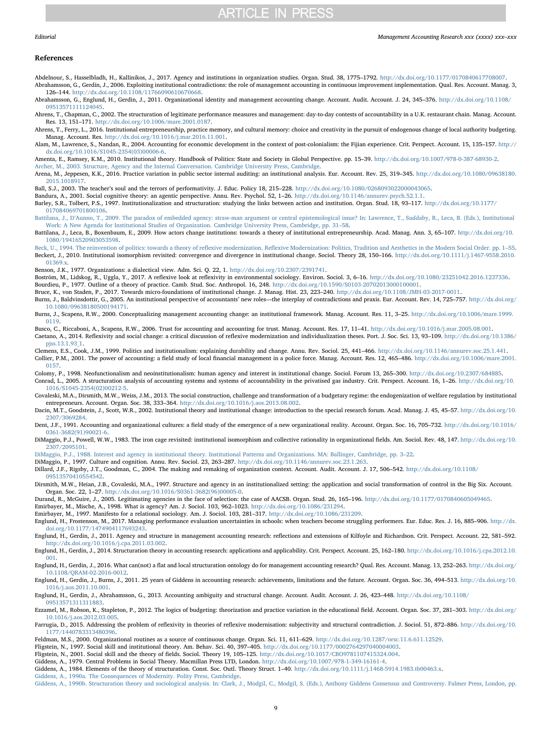## References

Abdelnour, S., Hasselbladh, H., Kallinikos, J., 2017. Agency and institutions in organization studies. Organ. Stud. 38, 1775–1792. http://dx.doi.org/10.1177/0170840617708007.

Abrahamsson, G., Gerdin, J., 2006. Exploiting institutional contradictions: the role of management accounting in continuous improvement implementation. Qual. Res. Account. Manag. 3, 126–144. http://dx.doi.org/10.1108/11766090610670668.

Abrahamsson, G., Englund, H., Gerdin, J., 2011. Organizational identity and management accounting change. Account. Audit. Account. J. 24, 345–376. http://dx.doi.org/10.1108/09513571111124045.

Ahrens, T., Chapman, C., 2002. The structuration of legitimate performance measures and management: day-to-day contests of accountability in a U.K. restaurant chain. Manag. Account. Res. 13, 151–171. http://dx.doi.org/10.1006/mare.2001.0187.

Ahrens, T., Ferry, L., 2016. Institutional entrepreneurship, practice memory, and cultural memory: choice and creativity in the pursuit of endogenous change of local authority budgeting. Manag. Account. Res. http://dx.doi.org/10.1016/j.mar.2016.11.001.

Alam, M., Lawrence, S., Nandan, R., 2004. Accounting for economic development in the context of post-colonialism: the Fijian experience. Crit. Perspect. Account. 15, 135–157. http://dx.doi.org/10.1016/S1045-2354(03)00006-6.

Amenta, E., Ramsey, K.M., 2010. Institutional theory. Handbook of Politics: State and Society in Global Perspective. pp. 15–39. http://dx.doi.org/10.1007/978-0-387-68930-2.

Archer, M., 2003. Structure, Agency and the Internal Conversation. Cambridge University Press, Cambridge.

Arena, M., Jeppesen, K.K., 2016. Practice variation in public sector internal auditing: an institutional analysis. Eur. Account. Rev. 25, 319–345. http://dx.doi.org/10.1080/09638180.2015.1018917.

Ball, S.J., 2003. The teacher's soul and the terrors of performativity. J. Educ. Policy 18, 215–228. http://dx.doi.org/10.1080/0268093022000043065.

Bandura, A., 2001. Social cognitive theory: an agentic perspective. Annu. Rev. Psychol. 52, 1–26. http://dx.doi.org/10.1146/annurev.psych.52.1.1.

Barley, S.R., Tolbert, P.S., 1997. Institutionalization and structuration: studying the links between action and institution. Organ. Stud. 18, 93–117. http://dx.doi.org/10.1177/017084069701800106.

Battilana, J., D'Aunno, T., 2009. The paradox of embedded agency: straw-man argument or central epistemological issue? In: Lawrence, T., Suddaby, R., Leca, B. (Eds.), Institutional Work: A New Agenda for Institutional Studies of Organization. Cambridge University Press, Cambridge, pp. 31–58.

Battilana, J., Leca, B., Boxenbaum, E., 2009. How actors change institutions: towards a theory of institutional entrepreneurship. Acad. Manag. Ann. 3, 65–107. http://dx.doi.org/10.1080/19416520903053598.

Beck, U., 1994. The reinvention of politics: towards a theory of reflexive modernization. Reflexive Modernization: Politics, Tradition and Aesthetics in the Modern Social Order. pp. 1–55.

Beckert, J., 2010. Institutional isomorphism revisited: convergence and divergence in institutional change. Sociol. Theory 28, 150–166. http://dx.doi.org/10.1111/j.1467-9558.2010.01369.x.

Benson, J.K., 1977. Organizations: a dialectical view. Adm. Sci. Q. 22, 1. http://dx.doi.org/10.2307/2391741.

Boström, M., Lidskog, R., Uggla, Y., 2017. A reflexive look at reflexivity in environmental sociology. Environ. Sociol. 3, 6–16. http://dx.doi.org/10.1080/23251042.2016.1237336.

Bourdieu, P., 1977. Outline of a theory of practice. Camb. Stud. Soc. Anthropol. 16, 248. http://dx.doi.org/10.1590/S0103-20702013000100001.

Bruce, K., von Staden, P., 2017. Towards micro-foundations of institutional change. J. Manag. Hist. 23, 223–240. http://dx.doi.org/10.1108/JMH-03-2017-0011.

Burns, J., Baldvinsdottir, G., 2005. An institutional perspective of accountants' new roles—the interplay of contradictions and praxis. Eur. Account. Rev. 14, 725–757. http://dx.doi.org/10.1080/09638180500194171.

Burns, J., Scapens, R.W., 2000. Conceptualizing management accounting change: an institutional framework. Manag. Account. Res. 11, 3–25. http://dx.doi.org/10.1006/mare.1999.0119.

Busco, C., Riccaboni, A., Scapens, R.W., 2006. Trust for accounting and accounting for trust. Manag. Account. Res. 17, 11–41. http://dx.doi.org/10.1016/j.mar.2005.08.001.

Caetano, A., 2014. Reflexivity and social change: a critical discussion of reflexive modernization and individualization theses. Port. J. Soc. Sci. 13, 93–109. http://dx.doi.org/10.1386/pjss.13.1.93_1.

Clemens, E.S., Cook, J.M., 1999. Politics and institutionalism: explaining durability and change. Annu. Rev. Sociol. 25, 441–466. http://dx.doi.org/10.1146/annurev.soc.25.1.441.

Collier, P.M., 2001. The power of accounting: a field study of local financial management in a police force. Manag. Account. Res. 12, 465–486. http://dx.doi.org/10.1006/mare.2001.0157.

Colomy, P., 1998. Neofunctionalism and neoinstitutionalism: human agency and interest in institutional change. Sociol. Forum 13, 265–300. http://dx.doi.org/10.2307/684885.

Conrad, L., 2005. A structuration analysis of accounting systems and systems of accountability in the privatised gas industry. Crit. Perspect. Account. 16, 1–26. http://dx.doi.org/10.1016/S1045-2354(02)00212-5.

Covaleski, M.A., Dirsmith, M.W., Weiss, J.M., 2013. The social construction, challenge and transformation of a budgetary regime: the endogenization of welfare regulation by institutional entrepreneurs. Account. Organ. Soc. 38, 333–364. http://dx.doi.org/10.1016/j.aos.2013.08.002.

Dacin, M.T., Goodstein, J., Scott, W.R., 2002. Institutional theory and institutional change: introduction to the special research forum. Acad. Manag. J. 45, 45–57. http://dx.doi.org/10.2307/3069284.

Dent, J.F., 1991. Accounting and organizational cultures: a field study of the emergence of a new organizational reality. Account. Organ. Soc. 16, 705–732. http://dx.doi.org/10.1016/0361-3682(91)90021-6.

DiMaggio, P.J., Powell, W.W., 1983. The iron cage revisited: institutional isomorphism and collective rationality in organizational fields. Am. Sociol. Rev. 48, 147. http://dx.doi.org/10.2307/2095101.

DiMaggio, P.J., 1988. Interest and agency in institutional theory. Institutional Patterns and Organizations. MA: Ballinger, Cambridge, pp. 3–22.

DiMaggio, P., 1997. Culture and cognition. Annu. Rev. Sociol. 23, 263–287. http://dx.doi.org/10.1146/annurev.soc.23.1.263.

Dillard, J.F., Rigsby, J.T., Goodman, C., 2004. The making and remaking of organization context. Account. Audit. Account. J. 17, 506–542. http://dx.doi.org/10.1108/09513570410554542.

Dirsmith, M.W., Heian, J.B., Covaleski, M.A., 1997. Structure and agency in an institutionalized setting: the application and social transformation of control in the Big Six. Account. Organ. Soc. 22, 1–27. http://dx.doi.org/10.1016/S0361-3682(96)00005-0.

Durand, R., McGuire, J., 2005. Legitimating agencies in the face of selection: the case of AACSB. Organ. Stud. 26, 165–196. http://dx.doi.org/10.1177/0170840605049465.

Emirbayer, M., Mische, A., 1998. What is agency? Am. J. Sociol. 103, 962–1023. http://dx.doi.org/10.1086/231294.

Emirbayer, M., 1997. Manifesto for a relational sociology. Am. J. Sociol. 103, 281–317. http://dx.doi.org/10.1086/231209.

Englund, H., Frostenson, M., 2017. Managing performance evaluation uncertainties in schools: when teachers become struggling performers. Eur. Educ. Res. J. 16, 885–906. http://dx.doi.org/10.1177/1474904117693243.

Englund, H., Gerdin, J., 2011. Agency and structure in management accounting research: reflections and extensions of Kilfoyle and Richardson. Crit. Perspect. Account. 22, 581–592. http://dx.doi.org/10.1016/j.cpa.2011.03.002.

Englund, H., Gerdin, J., 2014. Structuration theory in accounting research: applications and applicability. Crit. Perspect. Account. 25, 162–180. http://dx.doi.org/10.1016/j.cpa.2012.10.001.

Englund, H., Gerdin, J., 2016. What can(not) a flat and local structuration ontology do for management accounting research? Qual. Res. Account. Manag. 13, 252–263. http://dx.doi.org/10.1108/QRAM-02-2016-0012.

Englund, H., Gerdin, J., Burns, J., 2011. 25 years of Giddens in accounting research: achievements, limitations and the future. Account. Organ. Soc. 36, 494–513. http://dx.doi.org/10.1016/j.aos.2011.10.001.

Englund, H., Gerdin, J., Abrahamsson, G., 2013. Accounting ambiguity and structural change. Account. Audit. Account. J. 26, 423–448. http://dx.doi.org/10.1108/09513571311311883.

Ezzamel, M., Robson, K., Stapleton, P., 2012. The logics of budgeting: theorization and practice variation in the educational field. Account. Organ. Soc. 37, 281–303. http://dx.doi.org/10.1016/j.aos.2012.03.005.

Farrugia, D., 2015. Addressing the problem of reflexivity in theories of reflexive modernisation: subjectivity and structural contradiction. J. Sociol. 51, 872–886. http://dx.doi.org/10.1177/1440783313480396.

Feldman, M.S., 2000. Organizational routines as a source of continuous change. Organ. Sci. 11, 611–629. http://dx.doi.org/10.1287/orsc.11.6.611.12529.

Fligstein, N., 1997. Social skill and institutional theory. Am. Behav. Sci. 40, 397–405. http://dx.doi.org/10.1177/0002764297040004003.

Fligstein, N., 2001. Social skill and the theory of fields. Sociol. Theory 19, 105–125. http://dx.doi.org/10.1017/CBO9781107415324.004.

Giddens, A., 1979. Central Problems in Social Theory. Macmillan Press LTD, London. http://dx.doi.org/10.1007/978-1-349-16161-4.

Giddens, A., 1984. Elements of the theory of structuration. Const. Soc. Outl. Theory Struct. 1–40. http://dx.doi.org/10.1111/j.1468-5914.1983.tb00463.x.

Giddens, A., 1990a. The Consequences of Modernity. Polity Press, Cambridge.

Giddens, A., 1990b. Structuration theory and sociological analysis. In: Clark, J., Modgil, C., Modgil, S. (Eds.), Anthony Giddens Consensus and Controversy. Falmer Press, London, pp.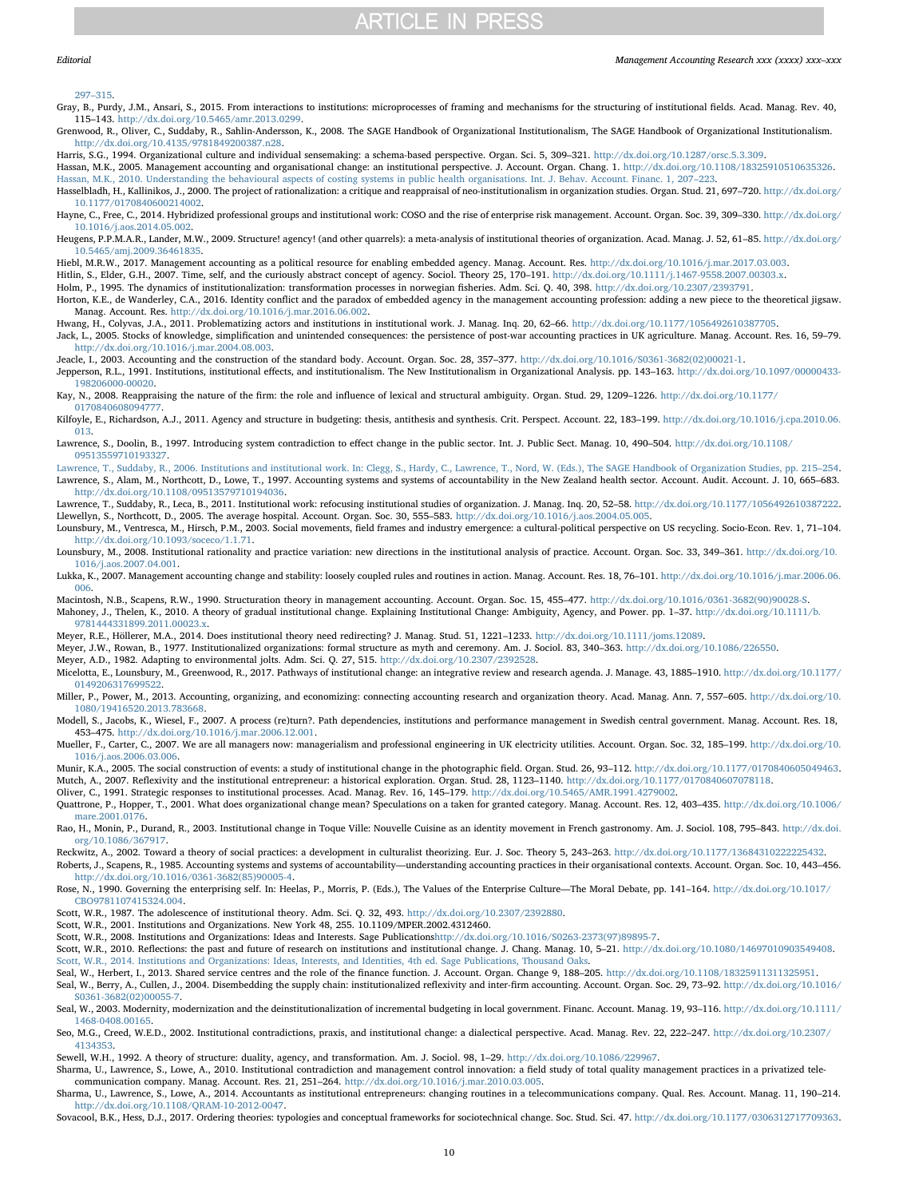297–315.

Gray, B., Purdy, J.M., Ansari, S., 2015. From interactions to institutions: microprocesses of framing and mechanisms for the structuring of institutional fields. Acad. Manag. Rev. 40, 115–143. http://dx.doi.org/10.5465/amr.2013.0299.

Grenwood, R., Oliver, C., Suddaby, R., Sahlin-Andersson, K., 2008. The SAGE Handbook of Organizational Institutionalism, The SAGE Handbook of Organizational Institutionalism. http://dx.doi.org/10.4135/9781849200387.n28.

Harris, S.G., 1994. Organizational culture and individual sensemaking: a schema-based perspective. Organ. Sci. 5, 309–321. http://dx.doi.org/10.1287/orsc.5.3.309.

Hassan, M.K., 2005. Management accounting and organisational change: an institutional perspective. J. Account. Organ. Chang. 1. http://dx.doi.org/10.1108/18325910510635326.

Hassan, M.K., 2010. Understanding the behavioural aspects of costing systems in public health organisations. Int. J. Behav. Account. Financ. 1, 207–223.

Hasselbladh, H., Kallinikos, J., 2000. The project of rationalization: a critique and reappraisal of neo-institutionalism in organization studies. Organ. Stud. 21, 697–720. http://dx.doi.org/10.1177/0170840600214002.

Hayne, C., Free, C., 2014. Hybridized professional groups and institutional work: COSO and the rise of enterprise risk management. Account. Organ. Soc. 39, 309–330. http://dx.doi.org/10.1016/j.aos.2014.05.002.

Heugens, P.P.M.A.R., Lander, M.W., 2009. Structure! agency! (and other quarrels): a meta-analysis of institutional theories of organization. Acad. Manag. J. 52, 61–85. http://dx.doi.org/10.5465/amj.2009.36461835.

Hiebl, M.R.W., 2017. Management accounting as a political resource for enabling embedded agency. Manag. Account. Res. http://dx.doi.org/10.1016/j.mar.2017.03.003.

Hitlin, S., Elder, G.H., 2007. Time, self, and the curiously abstract concept of agency. Sociol. Theory 25, 170–191. http://dx.doi.org/10.1111/j.1467-9558.2007.00303.x.

Holm, P., 1995. The dynamics of institutionalization: transformation processes in norwegian fisheries. Adm. Sci. Q. 40, 398. http://dx.doi.org/10.2307/2393791.

Horton, K.E., de Wanderley, C.A., 2016. Identity conflict and the paradox of embedded agency in the management accounting profession: adding a new piece to the theoretical jigsaw. Manag. Account. Res. http://dx.doi.org/10.1016/j.mar.2016.06.002.

Hwang, H., Colyvas, J.A., 2011. Problematizing actors and institutions in institutional work. J. Manag. Inq. 20, 62–66. http://dx.doi.org/10.1177/1056492610387705.

Jack, L., 2005. Stocks of knowledge, simplification and unintended consequences: the persistence of post-war accounting practices in UK agriculture. Manag. Account. Res. 16, 59–79. http://dx.doi.org/10.1016/j.mar.2004.08.003.

Jeacle, I., 2003. Accounting and the construction of the standard body. Account. Organ. Soc. 28, 357–377. http://dx.doi.org/10.1016/S0361-3682(02)00021-1.

Jepperson, R.L., 1991. Institutions, institutional effects, and institutionalism. The New Institutionalism in Organizational Analysis. pp. 143–163. http://dx.doi.org/10.1097/00000433-198206000-00020.

Kay, N., 2008. Reappraising the nature of the firm: the role and influence of lexical and structural ambiguity. Organ. Stud. 29, 1209–1226. http://dx.doi.org/10.1177/0170840608094777.

Kilfoyle, E., Richardson, A.J., 2011. Agency and structure in budgeting: thesis, antithesis and synthesis. Crit. Perspect. Account. 22, 183–199. http://dx.doi.org/10.1016/j.cpa.2010.06.013.

Lawrence, S., Doolin, B., 1997. Introducing system contradiction to effect change in the public sector. Int. J. Public Sect. Manag. 10, 490–504. http://dx.doi.org/10.1108/09513559710193327.

Lawrence, T., Suddaby, R., 2006. Institutions and institutional work. In: Clegg, S., Hardy, C., Lawrence, T., Nord, W. (Eds.), The SAGE Handbook of Organization Studies, pp. 215–254.

Lawrence, S., Alam, M., Northcott, D., Lowe, T., 1997. Accounting systems and systems of accountability in the New Zealand health sector. Account. Audit. Account. J. 10, 665–683. http://dx.doi.org/10.1108/09513579710194036.

Lawrence, T., Suddaby, R., Leca, B., 2011. Institutional work: refocusing institutional studies of organization. J. Manag. Inq. 20, 52–58. http://dx.doi.org/10.1177/1056492610387222.

Llewellyn, S., Northcott, D., 2005. The average hospital. Account. Organ. Soc. 30, 555–583. http://dx.doi.org/10.1016/j.aos.2004.05.005.

Lounsbury, M., Ventresca, M., Hirsch, P.M., 2003. Social movements, field frames and industry emergence: a cultural-political perspective on US recycling. Socio-Econ. Rev. 1, 71–104. http://dx.doi.org/10.1093/soceco/1.1.71.

Lounsbury, M., 2008. Institutional rationality and practice variation: new directions in the institutional analysis of practice. Account. Organ. Soc. 33, 349–361. http://dx.doi.org/10.1016/j.aos.2007.04.001.

Lukka, K., 2007. Management accounting change and stability: loosely coupled rules and routines in action. Manag. Account. Res. 18, 76–101. http://dx.doi.org/10.1016/j.mar.2006.06.006.

Macintosh, N.B., Scapens, R.W., 1990. Structuration theory in management accounting. Account. Organ. Soc. 15, 455–477. http://dx.doi.org/10.1016/0361-3682(90)90028-S.

Mahoney, J., Thelen, K., 2010. A theory of gradual institutional change. Explaining Institutional Change: Ambiguity, Agency, and Power. pp. 1–37. http://dx.doi.org/10.1111/b.9781444331899.2011.00023.x.

Meyer, R.E., Höllerer, M.A., 2014. Does institutional theory need redirecting? J. Manag. Stud. 51, 1221–1233. http://dx.doi.org/10.1111/joms.12089.

Meyer, J.W., Rowan, B., 1977. Institutionalized organizations: formal structure as myth and ceremony. Am. J. Sociol. 83, 340–363. http://dx.doi.org/10.1086/226550.

Meyer, A.D., 1982. Adapting to environmental jolts. Adm. Sci. Q. 27, 515. http://dx.doi.org/10.2307/2392528.

Micelotta, E., Lounsbury, M., Greenwood, R., 2017. Pathways of institutional change: an integrative review and research agenda. J. Manage. 43, 1885–1910. http://dx.doi.org/10.1177/0149206317699522.

Miller, P., Power, M., 2013. Accounting, organizing, and economizing: connecting accounting research and organization theory. Acad. Manag. Ann. 7, 557–605. http://dx.doi.org/10.1080/19416520.2013.783668.

Modell, S., Jacobs, K., Wiesel, F., 2007. A process (re)turn?. Path dependencies, institutions and performance management in Swedish central government. Manag. Account. Res. 18, 453–475. http://dx.doi.org/10.1016/j.mar.2006.12.001.

Mueller, F., Carter, C., 2007. We are all managers now: managerialism and professional engineering in UK electricity utilities. Account. Organ. Soc. 32, 185–199. http://dx.doi.org/10.1016/j.aos.2006.03.006.

Munir, K.A., 2005. The social construction of events: a study of institutional change in the photographic field. Organ. Stud. 26, 93–112. http://dx.doi.org/10.1177/0170840605049463.

Mutch, A., 2007. Reflexivity and the institutional entrepreneur: a historical exploration. Organ. Stud. 28, 1123–1140. http://dx.doi.org/10.1177/0170840607078118.

Oliver, C., 1991. Strategic responses to institutional processes. Acad. Manag. Rev. 16, 145–179. http://dx.doi.org/10.5465/AMR.1991.4279002.

Quattrone, P., Hopper, T., 2001. What does organizational change mean? Speculations on a taken for granted category. Manag. Account. Res. 12, 403–435. http://dx.doi.org/10.1006/mare.2001.0176.

Rao, H., Monin, P., Durand, R., 2003. Institutional change in Toque Ville: Nouvelle Cuisine as an identity movement in French gastronomy. Am. J. Sociol. 108, 795–843. http://dx.doi.org/10.1086/367917.

Reckwitz, A., 2002. Toward a theory of social practices: a development in culturalist theorizing. Eur. J. Soc. Theory 5, 243–263. http://dx.doi.org/10.1177/13684310222225432.

Roberts, J., Scapens, R., 1985. Accounting systems and systems of accountability—understanding accounting practices in their organisational contexts. Account. Organ. Soc. 10, 443–456. http://dx.doi.org/10.1016/0361-3682(85)90005-4.

Rose, N., 1990. Governing the enterprising self. In: Heelas, P., Morris, P. (Eds.), The Values of the Enterprise Culture—The Moral Debate, pp. 141–164. http://dx.doi.org/10.1017/CBO9781107415324.004.

Scott, W.R., 1987. The adolescence of institutional theory. Adm. Sci. Q. 32, 493. http://dx.doi.org/10.2307/2392880.

Scott, W.R., 2001. Institutions and Organizations. New York 48, 255. 10.1109/MPER.2002.4312460.

Scott, W.R., 2008. Institutions and Organizations: Ideas and Interests. Sage Publicationshttp://dx.doi.org/10.1016/S0263-2373(97)89895-7.

Scott, W.R., 2010. Reflections: the past and future of research on institutions and institutional change. J. Chang. Manag. 10, 5–21. http://dx.doi.org/10.1080/14697010903549408.

Scott, W.R., 2014. Institutions and Organizations: Ideas, Interests, and Identities, 4th ed. Sage Publications, Thousand Oaks.

Seal, W., Herbert, I., 2013. Shared service centres and the role of the finance function. J. Account. Organ. Change 9, 188–205. http://dx.doi.org/10.1108/18325911311325951.

Seal, W., Berry, A., Cullen, J., 2004. Disembedding the supply chain: institutionalized reflexivity and inter-firm accounting. Account. Organ. Soc. 29, 73–92. http://dx.doi.org/10.1016/S0361-3682(02)00055-7.

Seal, W., 2003. Modernity, modernization and the deinstitutionalization of incremental budgeting in local government. Financ. Account. Manag. 19, 93–116. http://dx.doi.org/10.1111/1468-0408.00165.

Seo, M.G., Creed, W.E.D., 2002. Institutional contradictions, praxis, and institutional change: a dialectical perspective. Acad. Manag. Rev. 22, 222–247. http://dx.doi.org/10.2307/4134353.

Sewell, W.H., 1992. A theory of structure: duality, agency, and transformation. Am. J. Sociol. 98, 1–29. http://dx.doi.org/10.1086/229967.

Sharma, U., Lawrence, S., Lowe, A., 2010. Institutional contradiction and management control innovation: a field study of total quality management practices in a privatized telecommunication company. Manag. Account. Res. 21, 251–264. http://dx.doi.org/10.1016/j.mar.2010.03.005.

Sharma, U., Lawrence, S., Lowe, A., 2014. Accountants as institutional entrepreneurs: changing routines in a telecommunications company. Qual. Res. Account. Manag. 11, 190–214. http://dx.doi.org/10.1108/QRAM-10-2012-0047.

Sovacool, B.K., Hess, D.J., 2017. Ordering theories: typologies and conceptual frameworks for sociotechnical change. Soc. Stud. Sci. 47. http://dx.doi.org/10.1177/0306312717709363.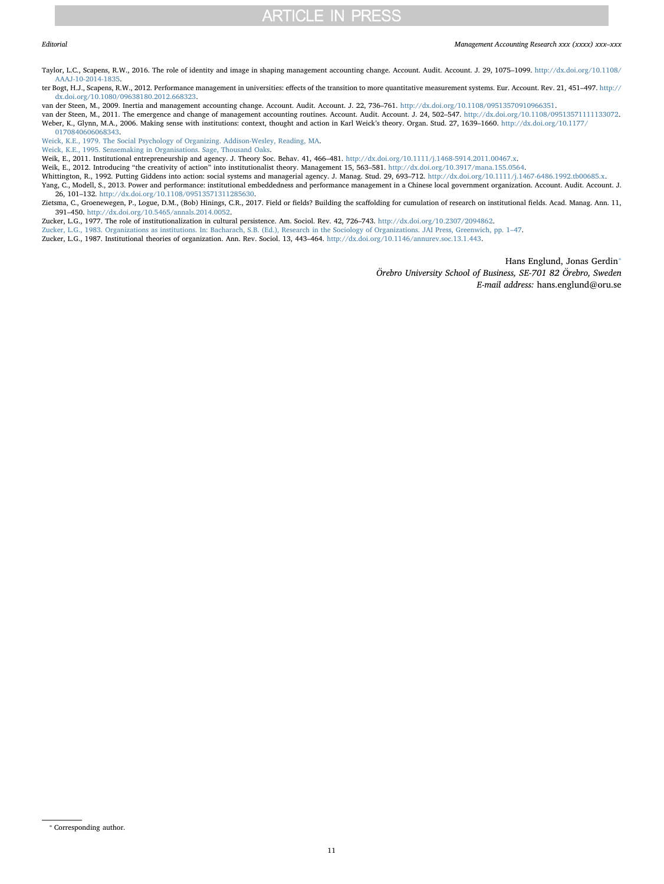Taylor, L.C., Scapens, R.W., 2016. The role of identity and image in shaping management accounting change. Account. Audit. Account. J. 29, 1075–1099. http://dx.doi.org/10.1108/AAAJ-10-2014-1835.

ter Bogt, H.J., Scapens, R.W., 2012. Performance management in universities: effects of the transition to more quantitative measurement systems. Eur. Account. Rev. 21, 451–497. http://dx.doi.org/10.1080/09638180.2012.668323.

van der Steen, M., 2009. Inertia and management accounting change. Account. Audit. Account. J. 22, 736–761. http://dx.doi.org/10.1108/09513570910966351.

van der Steen, M., 2011. The emergence and change of management accounting routines. Account. Audit. Account. J. 24, 502–547. http://dx.doi.org/10.1108/09513571111133072.

Weber, K., Glynn, M.A., 2006. Making sense with institutions: context, thought and action in Karl Weick's theory. Organ. Stud. 27, 1639–1660. http://dx.doi.org/10.1177/0170840606068343.

Weick, K.E., 1979. The Social Psychology of Organizing. Addison-Wesley, Reading, MA.

Weick, K.E., 1995. Sensemaking in Organisations. Sage, Thousand Oaks.

Weik, E., 2011. Institutional entrepreneurship and agency. J. Theory Soc. Behav. 41, 466–481. http://dx.doi.org/10.1111/j.1468-5914.2011.00467.x.

Weik, E., 2012. Introducing "the creativity of action" into institutionalist theory. Management 15, 563–581. http://dx.doi.org/10.3917/mana.155.0564.

Whittington, R., 1992. Putting Giddens into action: social systems and managerial agency. J. Manag. Stud. 29, 693–712. http://dx.doi.org/10.1111/j.1467-6486.1992.tb00685.x.

Yang, C., Modell, S., 2013. Power and performance: institutional embeddedness and performance management in a Chinese local government organization. Account. Audit. Account. J. 26, 101–132. http://dx.doi.org/10.1108/09513571311285630.

Zietsma, C., Groenewegen, P., Logue, D.M., (Bob) Hinings, C.R., 2017. Field or fields? Building the scaffolding for cumulation of research on institutional fields. Acad. Manag. Ann. 11, 391–450. http://dx.doi.org/10.5465/annals.2014.0052.

Zucker, L.G., 1977. The role of institutionalization in cultural persistence. Am. Sociol. Rev. 42, 726–743. http://dx.doi.org/10.2307/2094862.

Zucker, L.G., 1983. Organizations as institutions. In: Bacharach, S.B. (Ed.), Research in the Sociology of Organizations. JAI Press, Greenwich, pp. 1–47.

Zucker, L.G., 1987. Institutional theories of organization. Ann. Rev. Sociol. 13, 443–464. http://dx.doi.org/10.1146/annurev.soc.13.1.443.

Hans Englund, Jonas Gerdin*

*Örebro University School of Business, SE-701 82 Örebro, Sweden*

*E-mail address:* hans.englund@oru.se

* Corresponding author.